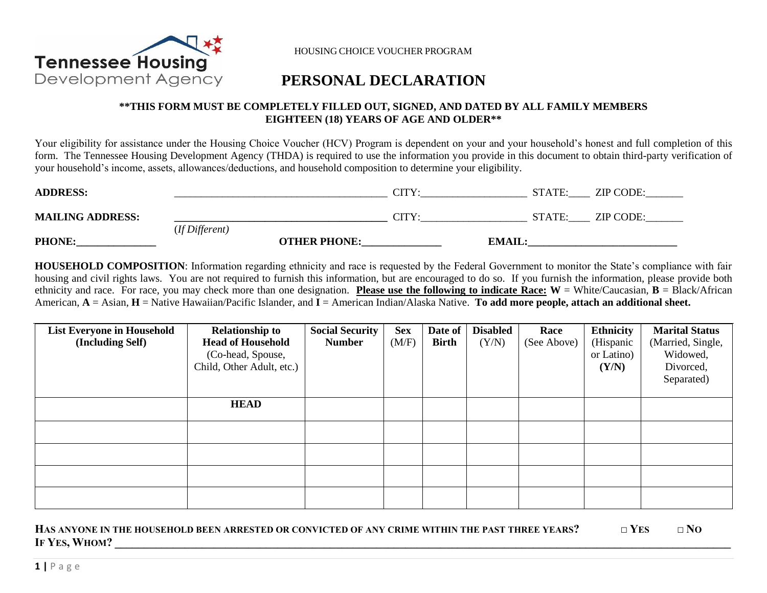Tennessee Housing Development Agency

HOUSING CHOICE VOUCHER PROGRAM

# PERSONAL DECLARATION

**\*\*THIS FORM MUST BE COMPLETELY FILLED OUT, SIGNED, AND DATED BY ALL FAMILY MEMBERS EIGHTEEN (18) YEARS OF AGE AND OLDER\*\***

Your eligibility for assistance under the Housing Choice Voucher (HCV) Program is dependent on your and your household's honest and full completion of this form. The Tennessee Housing Development Agency (THDA) is required to use the information you provide in this document to obtain third-party verification of your household's income, assets, allowances/deductions, and household composition to determine your eligibility.

**ADDRESS:** ________________________________________ CITY:____________________ STATE:____ ZIP CODE:_______

**MAILING ADDRESS:** ________________________________________ CITY:____________________ STATE:____ ZIP CODE:_______
(*If Different*)

**PHONE:_______________** **OTHER PHONE:_______________** **EMAIL:____________________________**

**HOUSEHOLD COMPOSITION**: Information regarding ethnicity and race is requested by the Federal Government to monitor the State's compliance with fair housing and civil rights laws. You are not required to furnish this information, but are encouraged to do so. If you furnish the information, please provide both ethnicity and race. For race, you may check more than one designation. **Please use the following to indicate Race:** **W** = White/Caucasian, **B** = Black/African American, **A** = Asian, **H** = Native Hawaiian/Pacific Islander, and **I** = American Indian/Alaska Native. **To add more people, attach an additional sheet.**

| **List Everyone in Household (Including Self)** | **Relationship to Head of Household** (Co-head, Spouse, Child, Other Adult, etc.) | **Social Security Number** | **Sex** (M/F) | **Date of Birth** | **Disabled** (Y/N) | **Race** (See Above) | **Ethnicity** (Hispanic or Latino) **(Y/N)** | **Marital Status** (Married, Single, Widowed, Divorced, Separated) |
|---|---|---|---|---|---|---|---|---|
| | **HEAD** | | | | | | | |
| | | | | | | | | |
| | | | | | | | | |
| | | | | | | | | |
| | | | | | | | | |

**HAS ANYONE IN THE HOUSEHOLD BEEN ARRESTED OR CONVICTED OF ANY CRIME WITHIN THE PAST THREE YEARS?** □ **YES** □ **NO**

**IF YES, WHOM?** ____________________________________________________________________________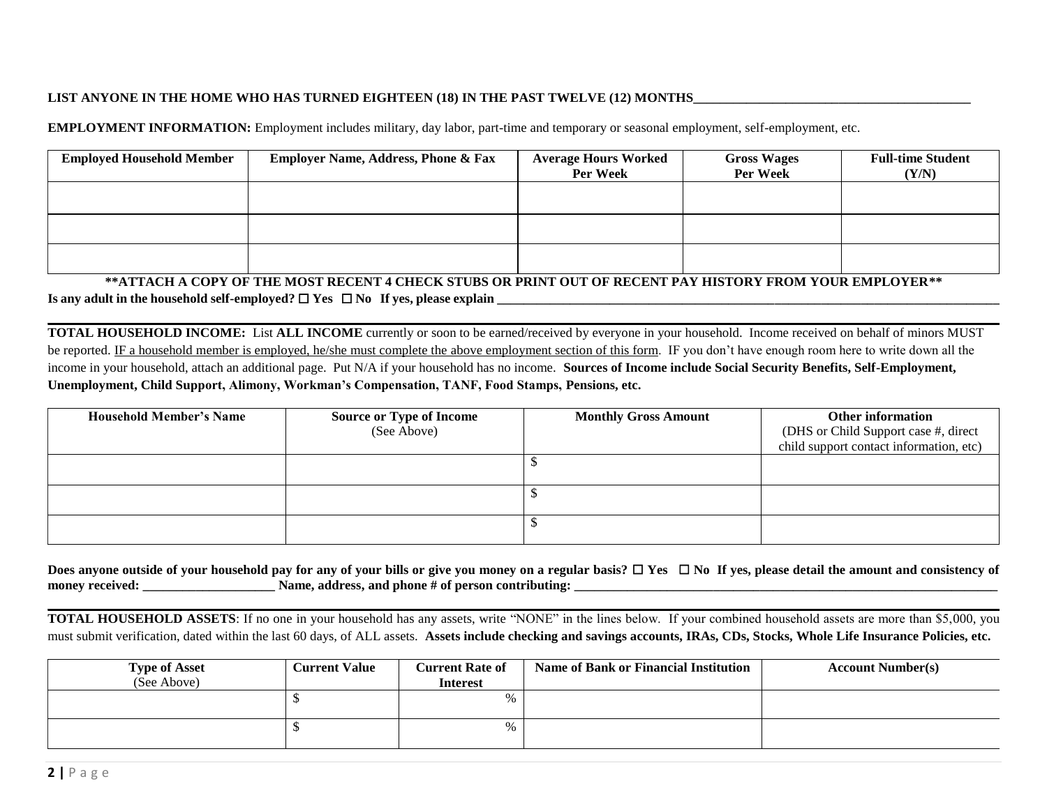**LIST ANYONE IN THE HOME WHO HAS TURNED EIGHTEEN (18) IN THE PAST TWELVE (12) MONTHS**___________________________________________

**EMPLOYMENT INFORMATION:** Employment includes military, day labor, part-time and temporary or seasonal employment, self-employment, etc.

| Employed Household Member | Employer Name, Address, Phone & Fax | Average Hours Worked Per Week | Gross Wages Per Week | Full-time Student (Y/N) |
|---|---|---|---|---|
| | | | | |
| | | | | |
| | | | | |

**\*\*ATTACH A COPY OF THE MOST RECENT 4 CHECK STUBS OR PRINT OUT OF RECENT PAY HISTORY FROM YOUR EMPLOYER\*\***

**Is any adult in the household self-employed? ☐ Yes ☐ No If yes, please explain** ___________________________________________

**TOTAL HOUSEHOLD INCOME:** List **ALL INCOME** currently or soon to be earned/received by everyone in your household. Income received on behalf of minors MUST be reported. IF a household member is employed, he/she must complete the above employment section of this form. IF you don't have enough room here to write down all the income in your household, attach an additional page. Put N/A if your household has no income. **Sources of Income include Social Security Benefits, Self-Employment, Unemployment, Child Support, Alimony, Workman's Compensation, TANF, Food Stamps, Pensions, etc.**

| Household Member's Name | Source or Type of Income (See Above) | Monthly Gross Amount | Other information (DHS or Child Support case #, direct child support contact information, etc) |
|---|---|---|---|
| | | $ | |
| | | $ | |
| | | $ | |

**Does anyone outside of your household pay for any of your bills or give you money on a regular basis? ☐ Yes ☐ No If yes, please detail the amount and consistency of money received:** ____________________ **Name, address, and phone # of person contributing:** ___________________________________________

**TOTAL HOUSEHOLD ASSETS**: If no one in your household has any assets, write "NONE" in the lines below. If your combined household assets are more than $5,000, you must submit verification, dated within the last 60 days, of ALL assets. **Assets include checking and savings accounts, IRAs, CDs, Stocks, Whole Life Insurance Policies, etc.**

| Type of Asset (See Above) | Current Value | Current Rate of Interest | Name of Bank or Financial Institution | Account Number(s) |
|---|---|---|---|---|
| | $ | % | | |
| | $ | % | | |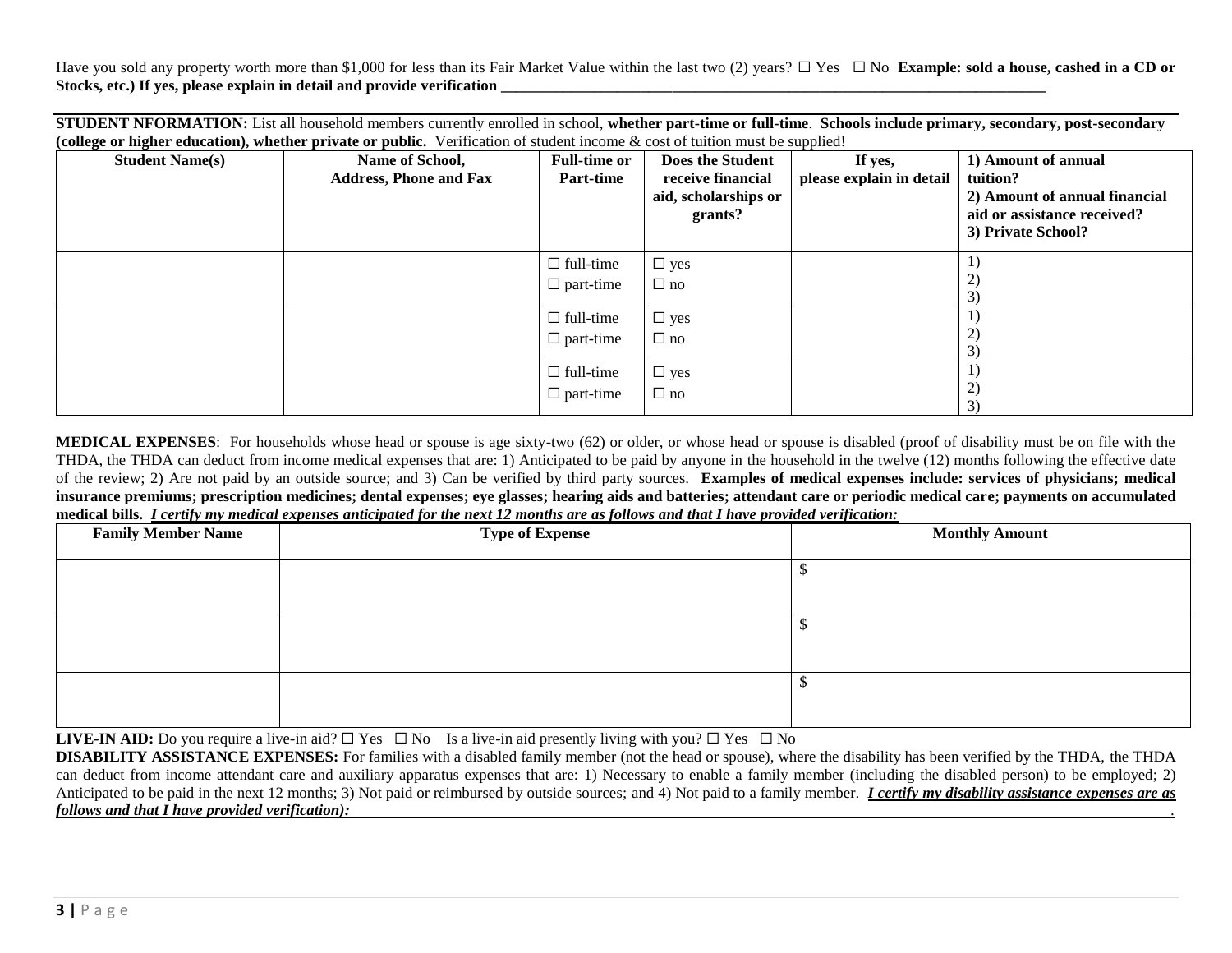Have you sold any property worth more than $1,000 for less than its Fair Market Value within the last two (2) years? ☐ Yes ☐ No **Example: sold a house, cashed in a CD or Stocks, etc.) If yes, please explain in detail and provide verification** ________________________________________________________________________

**STUDENT NFORMATION:** List all household members currently enrolled in school, **whether part-time or full-time**. **Schools include primary, secondary, post-secondary (college or higher education), whether private or public.** Verification of student income & cost of tuition must be supplied!

| Student Name(s) | Name of School, Address, Phone and Fax | Full-time or Part-time | Does the Student receive financial aid, scholarships or grants? | If yes, please explain in detail | 1) Amount of annual tuition? 2) Amount of annual financial aid or assistance received? 3) Private School? |
|---|---|---|---|---|---|
| | | ☐ full-time ☐ part-time | ☐ yes ☐ no | | 1) 2) 3) |
| | | ☐ full-time ☐ part-time | ☐ yes ☐ no | | 1) 2) 3) |
| | | ☐ full-time ☐ part-time | ☐ yes ☐ no | | 1) 2) 3) |

**MEDICAL EXPENSES**: For households whose head or spouse is age sixty-two (62) or older, or whose head or spouse is disabled (proof of disability must be on file with the THDA, the THDA can deduct from income medical expenses that are: 1) Anticipated to be paid by anyone in the household in the twelve (12) months following the effective date of the review; 2) Are not paid by an outside source; and 3) Can be verified by third party sources. **Examples of medical expenses include: services of physicians; medical insurance premiums; prescription medicines; dental expenses; eye glasses; hearing aids and batteries; attendant care or periodic medical care; payments on accumulated medical bills.** ***I certify my medical expenses anticipated for the next 12 months are as follows and that I have provided verification:***

| Family Member Name | Type of Expense | Monthly Amount |
|---|---|---|
| | | $ |
| | | $ |
| | | $ |

**LIVE-IN AID:** Do you require a live-in aid? ☐ Yes ☐ No Is a live-in aid presently living with you? ☐ Yes ☐ No

**DISABILITY ASSISTANCE EXPENSES:** For families with a disabled family member (not the head or spouse), where the disability has been verified by the THDA, the THDA can deduct from income attendant care and auxiliary apparatus expenses that are: 1) Necessary to enable a family member (including the disabled person) to be employed; 2) Anticipated to be paid in the next 12 months; 3) Not paid or reimbursed by outside sources; and 4) Not paid to a family member. ***I certify my disability assistance expenses are as follows and that I have provided verification):*** ________________________________________________________________________.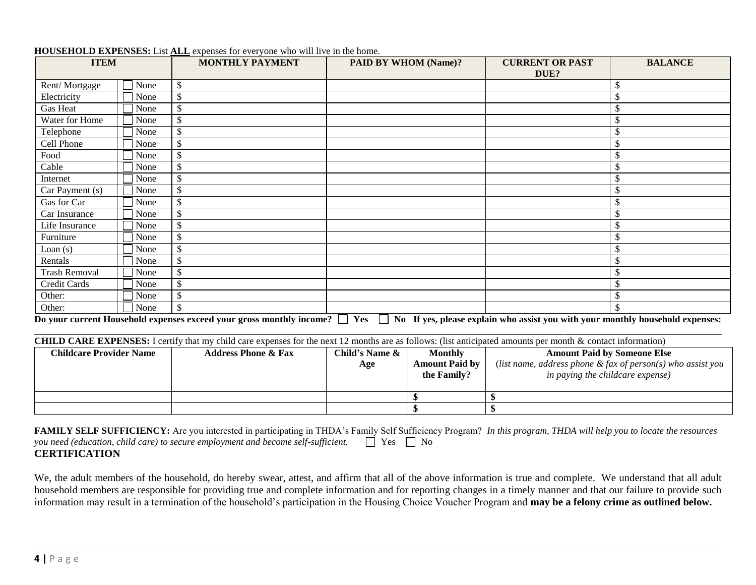**HOUSEHOLD EXPENSES:** List **ALL** expenses for everyone who will live in the home.

| ITEM | | MONTHLY PAYMENT | PAID BY WHOM (Name)? | CURRENT OR PAST DUE? | BALANCE |
|---|---|---|---|---|---|
| Rent/ Mortgage | ☐ None | $ | | | $ |
| Electricity | ☐ None | $ | | | $ |
| Gas Heat | ☐ None | $ | | | $ |
| Water for Home | ☐ None | $ | | | $ |
| Telephone | ☐ None | $ | | | $ |
| Cell Phone | ☐ None | $ | | | $ |
| Food | ☐ None | $ | | | $ |
| Cable | ☐ None | $ | | | $ |
| Internet | ☐ None | $ | | | $ |
| Car Payment (s) | ☐ None | $ | | | $ |
| Gas for Car | ☐ None | $ | | | $ |
| Car Insurance | ☐ None | $ | | | $ |
| Life Insurance | ☐ None | $ | | | $ |
| Furniture | ☐ None | $ | | | $ |
| Loan (s) | ☐ None | $ | | | $ |
| Rentals | ☐ None | $ | | | $ |
| Trash Removal | ☐ None | $ | | | $ |
| Credit Cards | ☐ None | $ | | | $ |
| Other: | ☐ None | $ | | | $ |
| Other: | ☐ None | $ | | | $ |

**Do your current Household expenses exceed your gross monthly income?** ☐ **Yes** ☐ **No If yes, please explain who assist you with your monthly household expenses:** ________________________________________________________________

**CHILD CARE EXPENSES:** I certify that my child care expenses for the next 12 months are as follows: (list anticipated amounts per month & contact information)

| Childcare Provider Name | Address Phone & Fax | Child's Name & Age | Monthly Amount Paid by the Family? | Amount Paid by Someone Else (*list name, address phone & fax of person(s) who assist you in paying the childcare expense*) |
|---|---|---|---|---|
| | | | **$** | **$** |
| | | | **$** | **$** |

**FAMILY SELF SUFFICIENCY:** Are you interested in participating in THDA's Family Self Sufficiency Program? *In this program, THDA will help you to locate the resources you need (education, child care) to secure employment and become self-sufficient.* ☐ Yes ☐ No

## CERTIFICATION

We, the adult members of the household, do hereby swear, attest, and affirm that all of the above information is true and complete. We understand that all adult household members are responsible for providing true and complete information and for reporting changes in a timely manner and that our failure to provide such information may result in a termination of the household's participation in the Housing Choice Voucher Program and **may be a felony crime as outlined below.**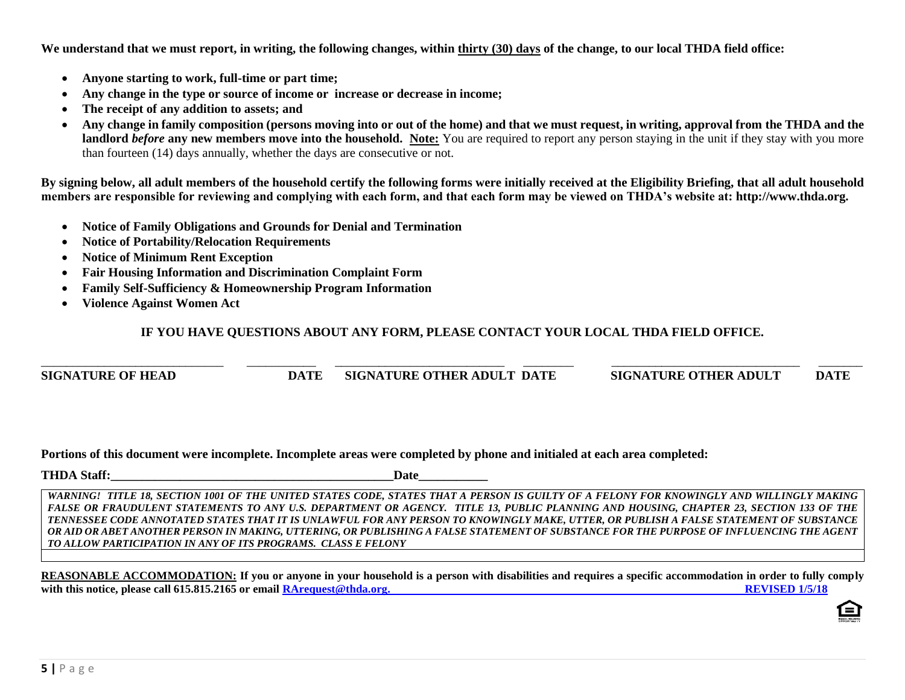**We understand that we must report, in writing, the following changes, within thirty (30) days of the change, to our local THDA field office:**

- **Anyone starting to work, full-time or part time;**
- **Any change in the type or source of income or increase or decrease in income;**
- **The receipt of any addition to assets; and**
- **Any change in family composition (persons moving into or out of the home) and that we must request, in writing, approval from the THDA and the landlord *before* any new members move into the household. Note:** You are required to report any person staying in the unit if they stay with you more than fourteen (14) days annually, whether the days are consecutive or not.

**By signing below, all adult members of the household certify the following forms were initially received at the Eligibility Briefing, that all adult household members are responsible for reviewing and complying with each form, and that each form may be viewed on THDA's website at: http://www.thda.org.**

- **Notice of Family Obligations and Grounds for Denial and Termination**
- **Notice of Portability/Relocation Requirements**
- **Notice of Minimum Rent Exception**
- **Fair Housing Information and Discrimination Complaint Form**
- **Family Self-Sufficiency & Homeownership Program Information**
- **Violence Against Women Act**

**IF YOU HAVE QUESTIONS ABOUT ANY FORM, PLEASE CONTACT YOUR LOCAL THDA FIELD OFFICE.**

| | | | | | |
|---|---|---|---|---|---|
| ______________________________ | ___________ | ____________________________ | ________ | ______________________________ | _______ |
| **SIGNATURE OF HEAD** | **DATE** | **SIGNATURE OTHER ADULT** | **DATE** | **SIGNATURE OTHER ADULT** | **DATE** |

**Portions of this document were incomplete. Incomplete areas were completed by phone and initialed at each area completed:**

**THDA Staff:_____________________________________________Date___________**

***WARNING! TITLE 18, SECTION 1001 OF THE UNITED STATES CODE, STATES THAT A PERSON IS GUILTY OF A FELONY FOR KNOWINGLY AND WILLINGLY MAKING FALSE OR FRAUDULENT STATEMENTS TO ANY U.S. DEPARTMENT OR AGENCY. TITLE 13, PUBLIC PLANNING AND HOUSING, CHAPTER 23, SECTION 133 OF THE TENNESSEE CODE ANNOTATED STATES THAT IT IS UNLAWFUL FOR ANY PERSON TO KNOWINGLY MAKE, UTTER, OR PUBLISH A FALSE STATEMENT OF SUBSTANCE OR AID OR ABET ANOTHER PERSON IN MAKING, UTTERING, OR PUBLISHING A FALSE STATEMENT OF SUBSTANCE FOR THE PURPOSE OF INFLUENCING THE AGENT TO ALLOW PARTICIPATION IN ANY OF ITS PROGRAMS. CLASS E FELONY***

**REASONABLE ACCOMMODATION: If you or anyone in your household is a person with disabilities and requires a specific accommodation in order to fully comply with this notice, please call 615.815.2165 or email RArequest@thda.org.** **REVISED 1/5/18**